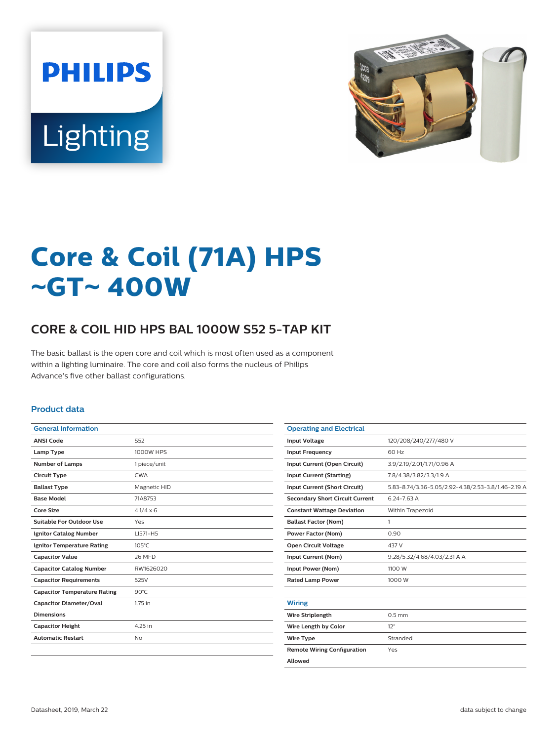# Core & Coil (71A) HPS ~GT~ 400W

## CORE & COIL HID HPS BAL 1000W S52 5-TAP KIT

The basic ballast is the open core and coil which is most often used as a component within a lighting luminaire. The core and coil also forms the nucleus of Philips Advance's five other ballast configurations.

### Product data

| General Information | |
|---|---|
| ANSI Code | S52 |
| Lamp Type | 1000W HPS |
| Number of Lamps | 1 piece/unit |
| Circuit Type | CWA |
| Ballast Type | Magnetic HID |
| Base Model | 71A8753 |
| Core Size | 4 1/4 x 6 |
| Suitable For Outdoor Use | Yes |
| Ignitor Catalog Number | LI571-H5 |
| Ignitor Temperature Rating | 105°C |
| Capacitor Value | 26 MFD |
| Capacitor Catalog Number | RW1626020 |
| Capacitor Requirements | 525V |
| Capacitor Temperature Rating | 90°C |
| Capacitor Diameter/Oval Dimensions | 1.75 in |
| Capacitor Height | 4.25 in |
| Automatic Restart | No |

| Operating and Electrical | |
|---|---|
| Input Voltage | 120/208/240/277/480 V |
| Input Frequency | 60 Hz |
| Input Current (Open Circuit) | 3.9/2.19/2.01/1.71/0.96 A |
| Input Current (Starting) | 7.8/4.38/3.82/3.3/1.9 A |
| Input Current (Short Circuit) | 5.83-8.74/3.36-5.05/2.92-4.38/2.53-3.8/1.46-2.19 A |
| Secondary Short Circuit Current | 6.24-7.63 A |
| Constant Wattage Deviation | Within Trapezoid |
| Ballast Factor (Nom) | 1 |
| Power Factor (Nom) | 0.90 |
| Open Circuit Voltage | 437 V |
| Input Current (Nom) | 9.28/5.32/4.68/4.03/2.31 A A |
| Input Power (Nom) | 1100 W |
| Rated Lamp Power | 1000 W |

| Wiring | |
|---|---|
| Wire Striplength | 0.5 mm |
| Wire Length by Color | 12" |
| Wire Type | Stranded |
| Remote Wiring Configuration Allowed | Yes |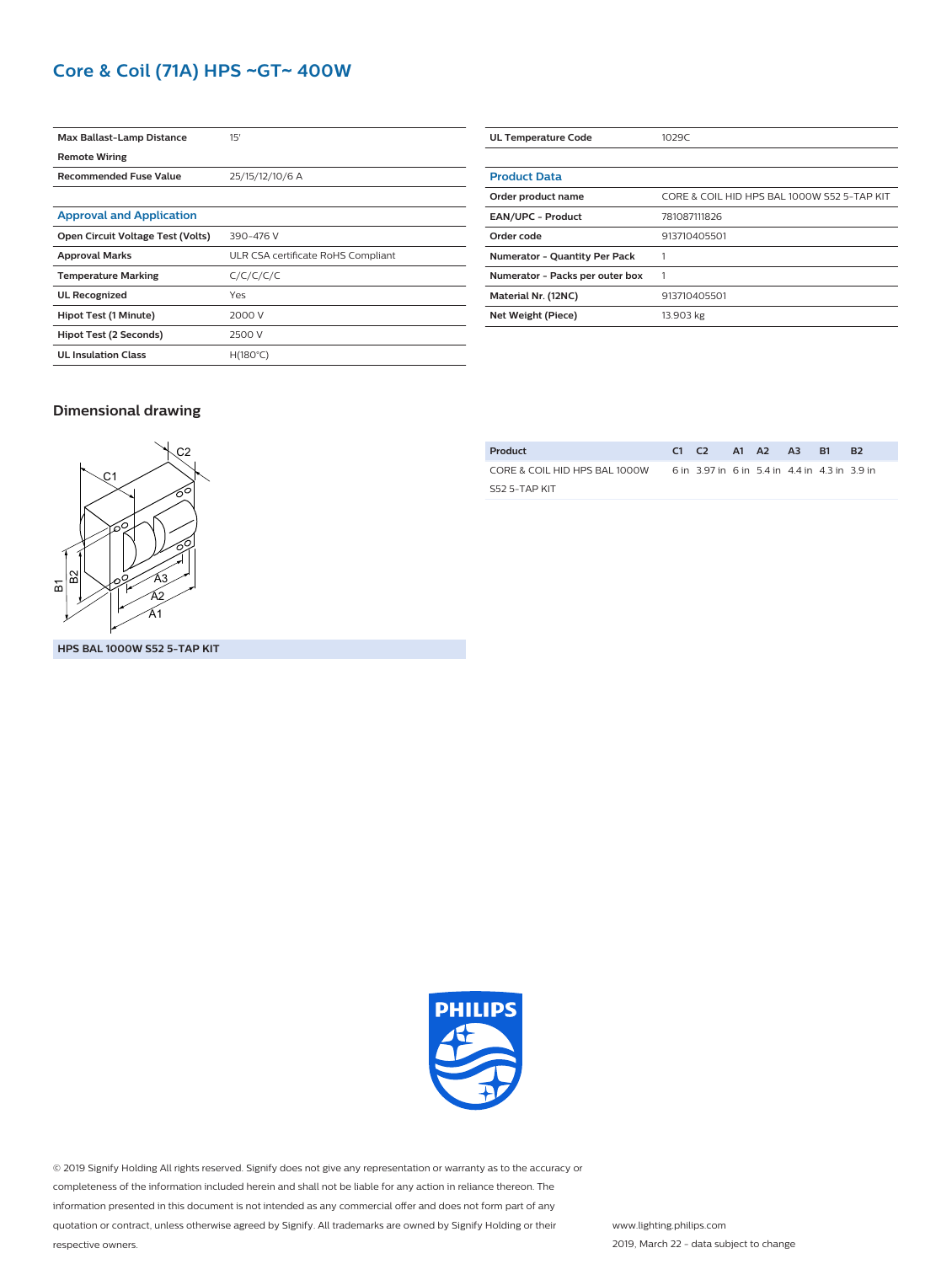# Core & Coil (71A) HPS ~GT~ 400W

| | |
|---|---|
| Max Ballast-Lamp Distance | 15' |
| Remote Wiring | |
| Recommended Fuse Value | 25/15/12/10/6 A |

### Approval and Application

| | |
|---|---|
| Open Circuit Voltage Test (Volts) | 390-476 V |
| Approval Marks | ULR CSA certificate RoHS Compliant |
| Temperature Marking | C/C/C/C/C |
| UL Recognized | Yes |
| Hipot Test (1 Minute) | 2000 V |
| Hipot Test (2 Seconds) | 2500 V |
| UL Insulation Class | H(180°C) |

| | |
|---|---|
| UL Temperature Code | 1029C |

### Product Data

| | |
|---|---|
| Order product name | CORE & COIL HID HPS BAL 1000W S52 5-TAP KIT |
| EAN/UPC - Product | 781087111826 |
| Order code | 913710405501 |
| Numerator - Quantity Per Pack | 1 |
| Numerator - Packs per outer box | 1 |
| Material Nr. (12NC) | 913710405501 |
| Net Weight (Piece) | 13.903 kg |

## Dimensional drawing

C2
C1
B1
B2
A3
A2
A1

HPS BAL 1000W S52 5-TAP KIT

| Product | C1 | C2 | A1 | A2 | A3 | B1 | B2 |
|---|---|---|---|---|---|---|---|
| CORE & COIL HID HPS BAL 1000W S52 5-TAP KIT | 6 in | 3.97 in | 6 in | 5.4 in | 4.4 in | 4.3 in | 3.9 in |

© 2019 Signify Holding All rights reserved. Signify does not give any representation or warranty as to the accuracy or completeness of the information included herein and shall not be liable for any action in reliance thereon. The information presented in this document is not intended as any commercial offer and does not form part of any quotation or contract, unless otherwise agreed by Signify. All trademarks are owned by Signify Holding or their respective owners.

www.lighting.philips.com
2019, March 22 - data subject to change